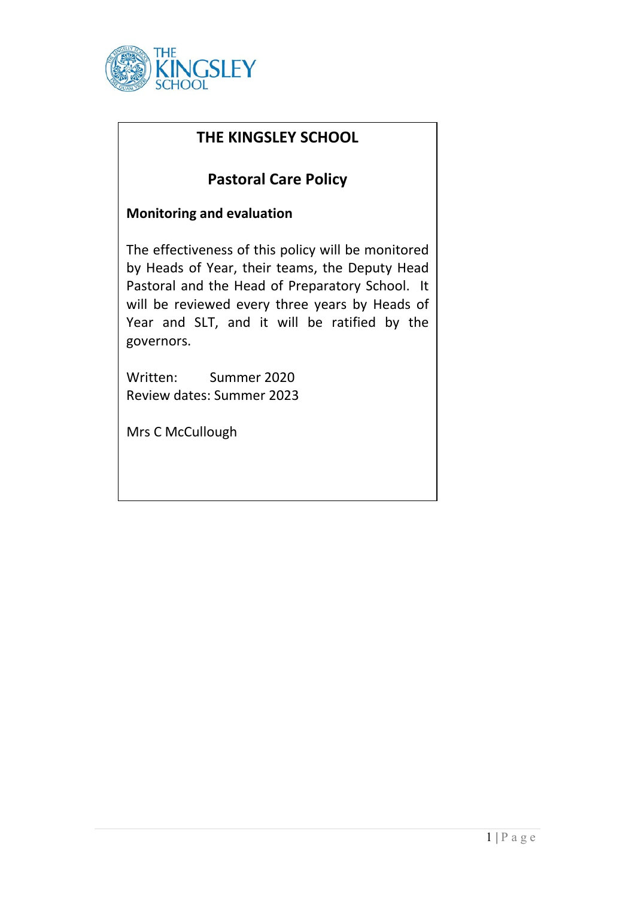# THE KINGSLEY SCHOOL

## Pastoral Care Policy

**Monitoring and evaluation**

The effectiveness of this policy will be monitored by Heads of Year, their teams, the Deputy Head Pastoral and the Head of Preparatory School. It will be reviewed every three years by Heads of Year and SLT, and it will be ratified by the governors.

Written: Summer 2020
Review dates: Summer 2023

Mrs C McCullough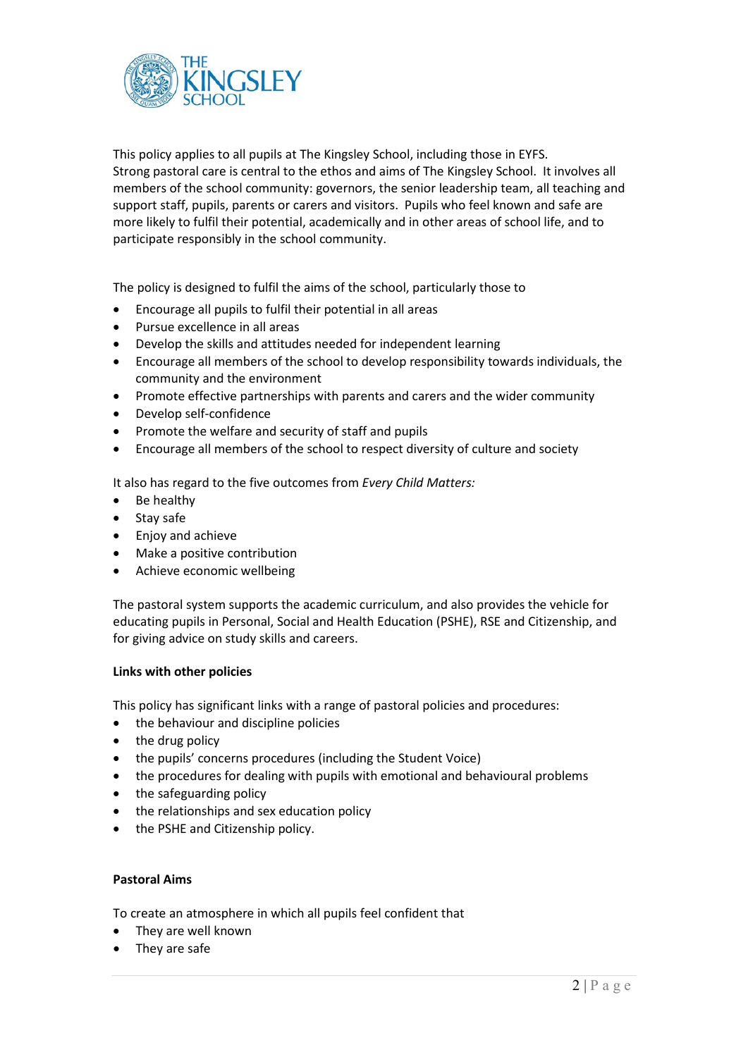This policy applies to all pupils at The Kingsley School, including those in EYFS.
Strong pastoral care is central to the ethos and aims of The Kingsley School. It involves all members of the school community: governors, the senior leadership team, all teaching and support staff, pupils, parents or carers and visitors. Pupils who feel known and safe are more likely to fulfil their potential, academically and in other areas of school life, and to participate responsibly in the school community.

The policy is designed to fulfil the aims of the school, particularly those to

- Encourage all pupils to fulfil their potential in all areas
- Pursue excellence in all areas
- Develop the skills and attitudes needed for independent learning
- Encourage all members of the school to develop responsibility towards individuals, the community and the environment
- Promote effective partnerships with parents and carers and the wider community
- Develop self-confidence
- Promote the welfare and security of staff and pupils
- Encourage all members of the school to respect diversity of culture and society

It also has regard to the five outcomes from *Every Child Matters:*

- Be healthy
- Stay safe
- Enjoy and achieve
- Make a positive contribution
- Achieve economic wellbeing

The pastoral system supports the academic curriculum, and also provides the vehicle for educating pupils in Personal, Social and Health Education (PSHE), RSE and Citizenship, and for giving advice on study skills and careers.

**Links with other policies**

This policy has significant links with a range of pastoral policies and procedures:

- the behaviour and discipline policies
- the drug policy
- the pupils' concerns procedures (including the Student Voice)
- the procedures for dealing with pupils with emotional and behavioural problems
- the safeguarding policy
- the relationships and sex education policy
- the PSHE and Citizenship policy.

**Pastoral Aims**

To create an atmosphere in which all pupils feel confident that

- They are well known
- They are safe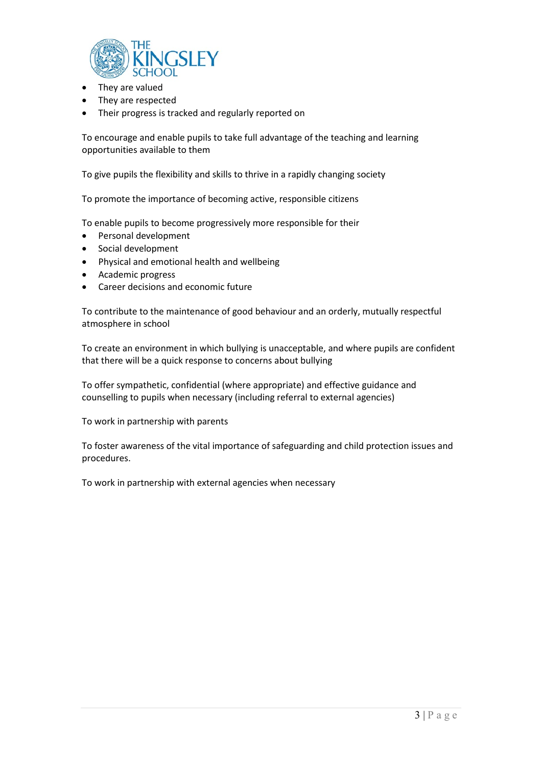- They are valued
- They are respected
- Their progress is tracked and regularly reported on

To encourage and enable pupils to take full advantage of the teaching and learning opportunities available to them

To give pupils the flexibility and skills to thrive in a rapidly changing society

To promote the importance of becoming active, responsible citizens

To enable pupils to become progressively more responsible for their

- Personal development
- Social development
- Physical and emotional health and wellbeing
- Academic progress
- Career decisions and economic future

To contribute to the maintenance of good behaviour and an orderly, mutually respectful atmosphere in school

To create an environment in which bullying is unacceptable, and where pupils are confident that there will be a quick response to concerns about bullying

To offer sympathetic, confidential (where appropriate) and effective guidance and counselling to pupils when necessary (including referral to external agencies)

To work in partnership with parents

To foster awareness of the vital importance of safeguarding and child protection issues and procedures.

To work in partnership with external agencies when necessary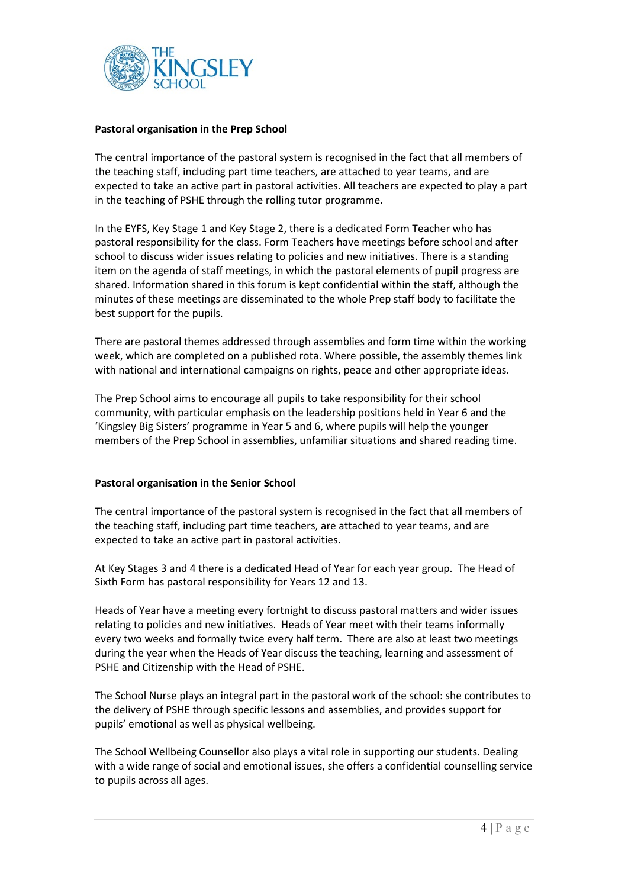**Pastoral organisation in the Prep School**

The central importance of the pastoral system is recognised in the fact that all members of the teaching staff, including part time teachers, are attached to year teams, and are expected to take an active part in pastoral activities. All teachers are expected to play a part in the teaching of PSHE through the rolling tutor programme.

In the EYFS, Key Stage 1 and Key Stage 2, there is a dedicated Form Teacher who has pastoral responsibility for the class. Form Teachers have meetings before school and after school to discuss wider issues relating to policies and new initiatives. There is a standing item on the agenda of staff meetings, in which the pastoral elements of pupil progress are shared. Information shared in this forum is kept confidential within the staff, although the minutes of these meetings are disseminated to the whole Prep staff body to facilitate the best support for the pupils.

There are pastoral themes addressed through assemblies and form time within the working week, which are completed on a published rota. Where possible, the assembly themes link with national and international campaigns on rights, peace and other appropriate ideas.

The Prep School aims to encourage all pupils to take responsibility for their school community, with particular emphasis on the leadership positions held in Year 6 and the 'Kingsley Big Sisters' programme in Year 5 and 6, where pupils will help the younger members of the Prep School in assemblies, unfamiliar situations and shared reading time.

**Pastoral organisation in the Senior School**

The central importance of the pastoral system is recognised in the fact that all members of the teaching staff, including part time teachers, are attached to year teams, and are expected to take an active part in pastoral activities.

At Key Stages 3 and 4 there is a dedicated Head of Year for each year group. The Head of Sixth Form has pastoral responsibility for Years 12 and 13.

Heads of Year have a meeting every fortnight to discuss pastoral matters and wider issues relating to policies and new initiatives. Heads of Year meet with their teams informally every two weeks and formally twice every half term. There are also at least two meetings during the year when the Heads of Year discuss the teaching, learning and assessment of PSHE and Citizenship with the Head of PSHE.

The School Nurse plays an integral part in the pastoral work of the school: she contributes to the delivery of PSHE through specific lessons and assemblies, and provides support for pupils' emotional as well as physical wellbeing.

The School Wellbeing Counsellor also plays a vital role in supporting our students. Dealing with a wide range of social and emotional issues, she offers a confidential counselling service to pupils across all ages.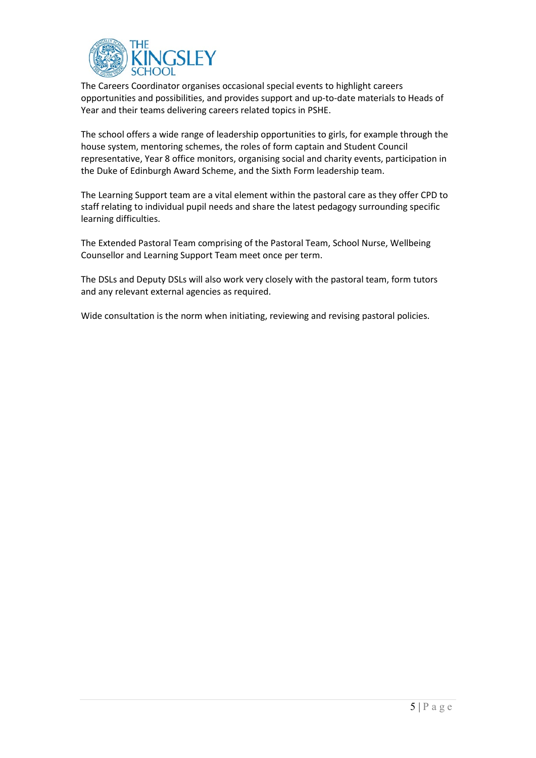The Careers Coordinator organises occasional special events to highlight careers opportunities and possibilities, and provides support and up-to-date materials to Heads of Year and their teams delivering careers related topics in PSHE.

The school offers a wide range of leadership opportunities to girls, for example through the house system, mentoring schemes, the roles of form captain and Student Council representative, Year 8 office monitors, organising social and charity events, participation in the Duke of Edinburgh Award Scheme, and the Sixth Form leadership team.

The Learning Support team are a vital element within the pastoral care as they offer CPD to staff relating to individual pupil needs and share the latest pedagogy surrounding specific learning difficulties.

The Extended Pastoral Team comprising of the Pastoral Team, School Nurse, Wellbeing Counsellor and Learning Support Team meet once per term.

The DSLs and Deputy DSLs will also work very closely with the pastoral team, form tutors and any relevant external agencies as required.

Wide consultation is the norm when initiating, reviewing and revising pastoral policies.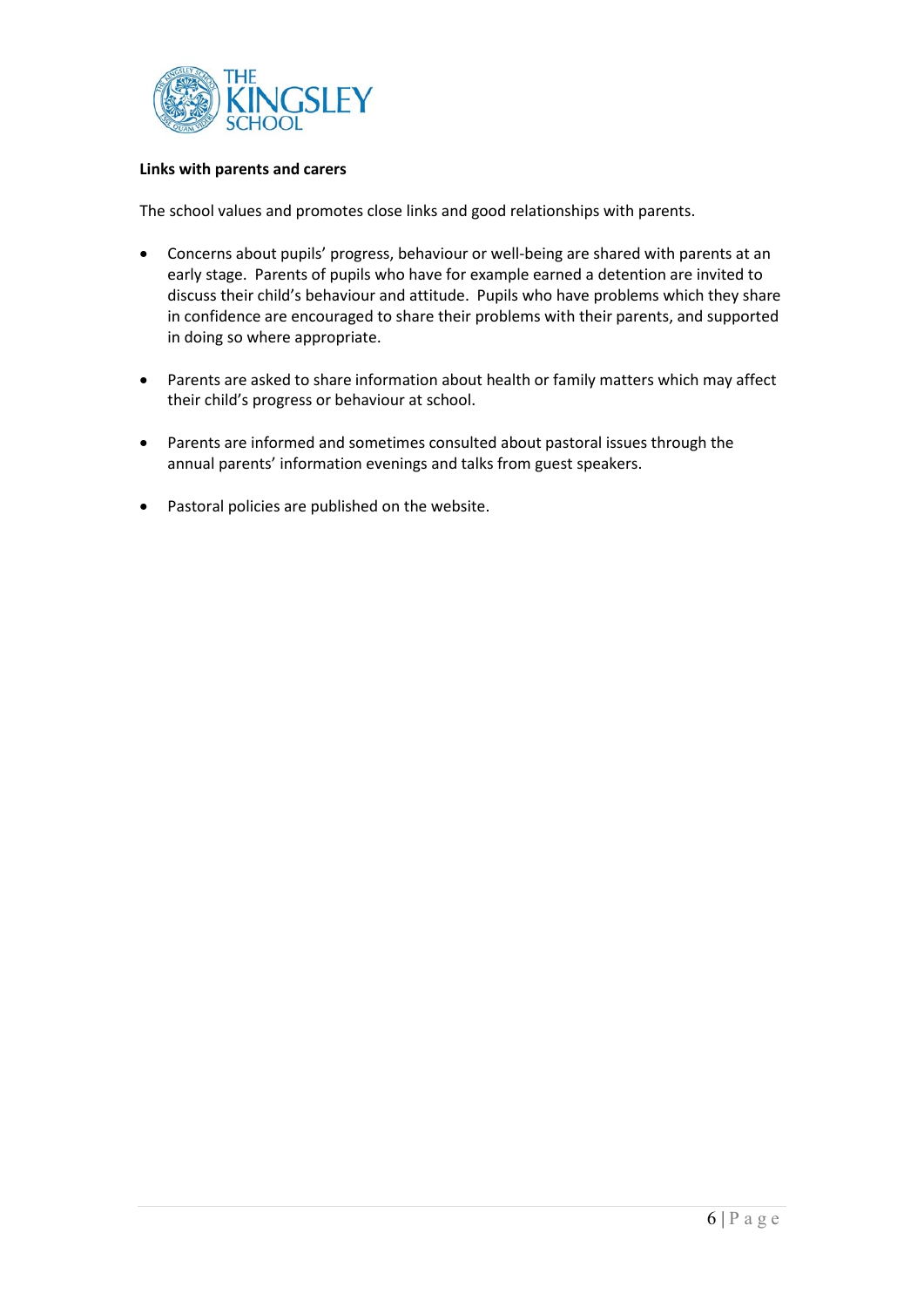**Links with parents and carers**

The school values and promotes close links and good relationships with parents.

- Concerns about pupils' progress, behaviour or well-being are shared with parents at an early stage. Parents of pupils who have for example earned a detention are invited to discuss their child's behaviour and attitude. Pupils who have problems which they share in confidence are encouraged to share their problems with their parents, and supported in doing so where appropriate.

- Parents are asked to share information about health or family matters which may affect their child's progress or behaviour at school.

- Parents are informed and sometimes consulted about pastoral issues through the annual parents' information evenings and talks from guest speakers.

- Pastoral policies are published on the website.